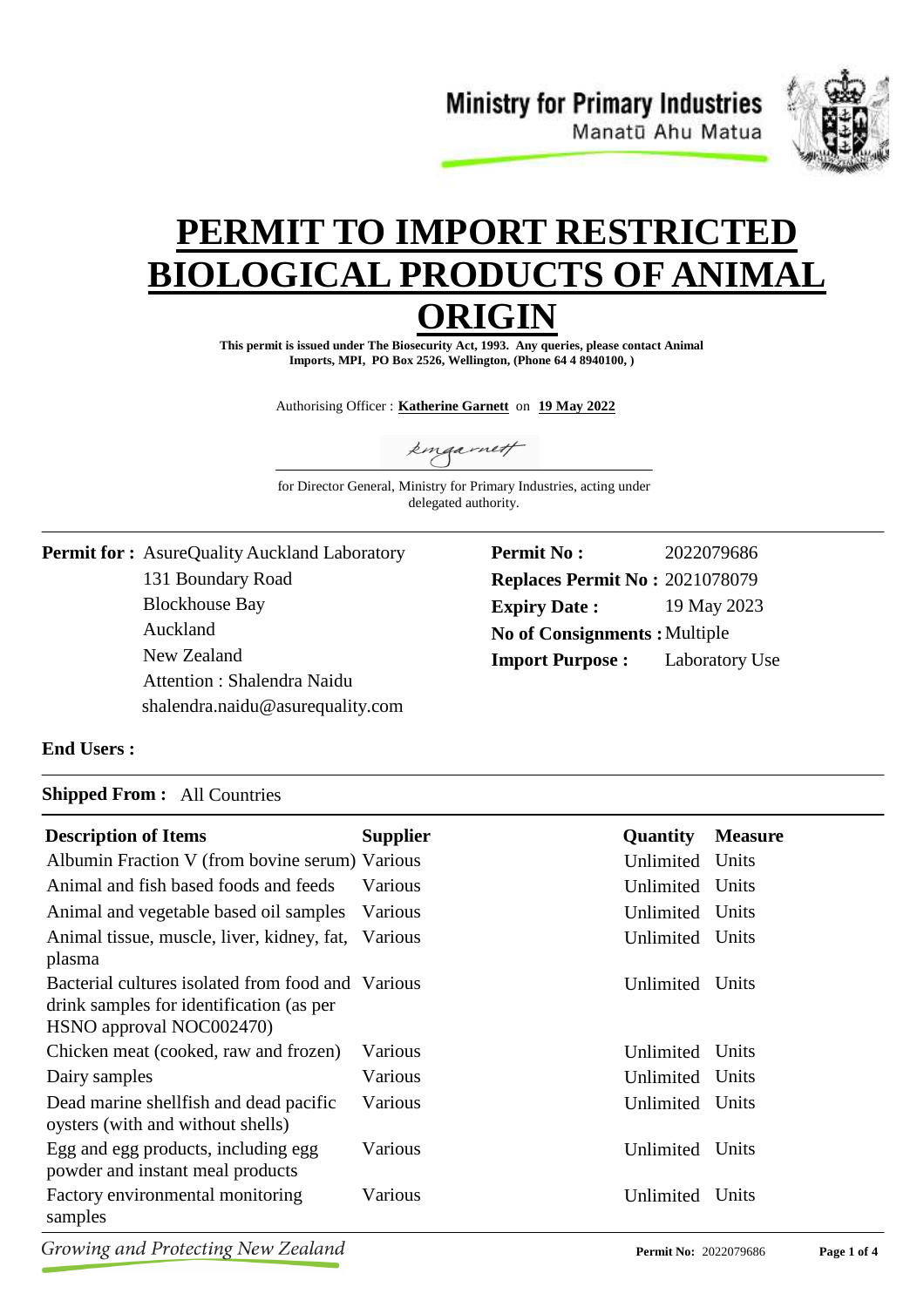Ministry for Primary Industries
Manatū Ahu Matua

# PERMIT TO IMPORT RESTRICTED BIOLOGICAL PRODUCTS OF ANIMAL ORIGIN

**This permit is issued under The Biosecurity Act, 1993. Any queries, please contact Animal Imports, MPI, PO Box 2526, Wellington, (Phone 64 4 8940100, )**

Authorising Officer : **Katherine Garnett** on **19 May 2022**

for Director General, Ministry for Primary Industries, acting under delegated authority.

**Permit for :** AsureQuality Auckland Laboratory
131 Boundary Road
Blockhouse Bay
Auckland
New Zealand
Attention : Shalendra Naidu
shalendra.naidu@asurequality.com

**Permit No :** 2022079686
**Replaces Permit No :** 2021078079
**Expiry Date :** 19 May 2023
**No of Consignments :** Multiple
**Import Purpose :** Laboratory Use

**End Users :**

**Shipped From :** All Countries

| Description of Items | Supplier | Quantity | Measure |
|---|---|---|---|
| Albumin Fraction V (from bovine serum) | Various | Unlimited | Units |
| Animal and fish based foods and feeds | Various | Unlimited | Units |
| Animal and vegetable based oil samples | Various | Unlimited | Units |
| Animal tissue, muscle, liver, kidney, fat, plasma | Various | Unlimited | Units |
| Bacterial cultures isolated from food and drink samples for identification (as per HSNO approval NOC002470) | Various | Unlimited | Units |
| Chicken meat (cooked, raw and frozen) | Various | Unlimited | Units |
| Dairy samples | Various | Unlimited | Units |
| Dead marine shellfish and dead pacific oysters (with and without shells) | Various | Unlimited | Units |
| Egg and egg products, including egg powder and instant meal products | Various | Unlimited | Units |
| Factory environmental monitoring samples | Various | Unlimited | Units |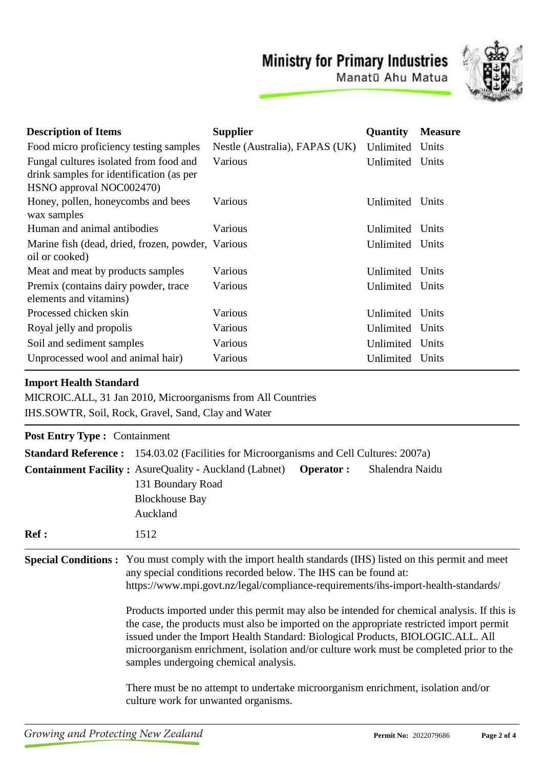| Description of Items | Supplier | Quantity | Measure |
|---|---|---|---|
| Food micro proficiency testing samples | Nestle (Australia), FAPAS (UK) | Unlimited | Units |
| Fungal cultures isolated from food and drink samples for identification (as per HSNO approval NOC002470) | Various | Unlimited | Units |
| Honey, pollen, honeycombs and bees wax samples | Various | Unlimited | Units |
| Human and animal antibodies | Various | Unlimited | Units |
| Marine fish (dead, dried, frozen, powder, oil or cooked) | Various | Unlimited | Units |
| Meat and meat by products samples | Various | Unlimited | Units |
| Premix (contains dairy powder, trace elements and vitamins) | Various | Unlimited | Units |
| Processed chicken skin | Various | Unlimited | Units |
| Royal jelly and propolis | Various | Unlimited | Units |
| Soil and sediment samples | Various | Unlimited | Units |
| Unprocessed wool and animal hair) | Various | Unlimited | Units |

**Import Health Standard**

MICROIC.ALL, 31 Jan 2010, Microorganisms from All Countries

IHS.SOWTR, Soil, Rock, Gravel, Sand, Clay and Water

**Post Entry Type :** Containment

**Standard Reference :** 154.03.02 (Facilities for Microorganisms and Cell Cultures: 2007a)

**Containment Facility :** AsureQuality - Auckland (Labnet)
131 Boundary Road
Blockhouse Bay
Auckland

**Operator :** Shalendra Naidu

**Ref :** 1512

**Special Conditions :** You must comply with the import health standards (IHS) listed on this permit and meet any special conditions recorded below. The IHS can be found at: https://www.mpi.govt.nz/legal/compliance-requirements/ihs-import-health-standards/

Products imported under this permit may also be intended for chemical analysis. If this is the case, the products must also be imported on the appropriate restricted import permit issued under the Import Health Standard: Biological Products, BIOLOGIC.ALL. All microorganism enrichment, isolation and/or culture work must be completed prior to the samples undergoing chemical analysis.

There must be no attempt to undertake microorganism enrichment, isolation and/or culture work for unwanted organisms.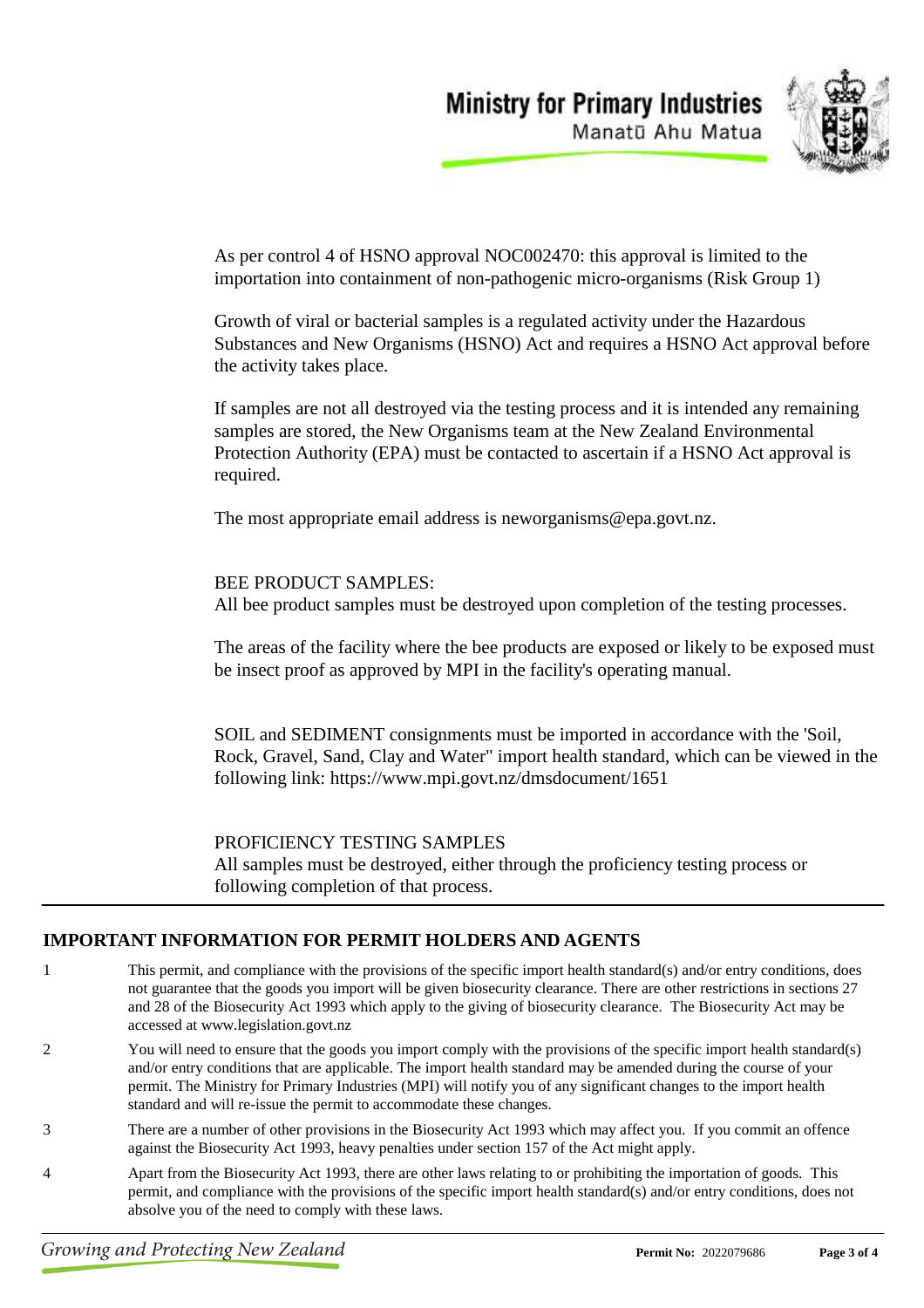As per control 4 of HSNO approval NOC002470: this approval is limited to the importation into containment of non-pathogenic micro-organisms (Risk Group 1)

Growth of viral or bacterial samples is a regulated activity under the Hazardous Substances and New Organisms (HSNO) Act and requires a HSNO Act approval before the activity takes place.

If samples are not all destroyed via the testing process and it is intended any remaining samples are stored, the New Organisms team at the New Zealand Environmental Protection Authority (EPA) must be contacted to ascertain if a HSNO Act approval is required.

The most appropriate email address is neworganisms@epa.govt.nz.

BEE PRODUCT SAMPLES:
All bee product samples must be destroyed upon completion of the testing processes.

The areas of the facility where the bee products are exposed or likely to be exposed must be insect proof as approved by MPI in the facility's operating manual.

SOIL and SEDIMENT consignments must be imported in accordance with the 'Soil, Rock, Gravel, Sand, Clay and Water" import health standard, which can be viewed in the following link: https://www.mpi.govt.nz/dmsdocument/1651

PROFICIENCY TESTING SAMPLES
All samples must be destroyed, either through the proficiency testing process or following completion of that process.

## IMPORTANT INFORMATION FOR PERMIT HOLDERS AND AGENTS

1. This permit, and compliance with the provisions of the specific import health standard(s) and/or entry conditions, does not guarantee that the goods you import will be given biosecurity clearance. There are other restrictions in sections 27 and 28 of the Biosecurity Act 1993 which apply to the giving of biosecurity clearance. The Biosecurity Act may be accessed at www.legislation.govt.nz
2. You will need to ensure that the goods you import comply with the provisions of the specific import health standard(s) and/or entry conditions that are applicable. The import health standard may be amended during the course of your permit. The Ministry for Primary Industries (MPI) will notify you of any significant changes to the import health standard and will re-issue the permit to accommodate these changes.
3. There are a number of other provisions in the Biosecurity Act 1993 which may affect you. If you commit an offence against the Biosecurity Act 1993, heavy penalties under section 157 of the Act might apply.
4. Apart from the Biosecurity Act 1993, there are other laws relating to or prohibiting the importation of goods. This permit, and compliance with the provisions of the specific import health standard(s) and/or entry conditions, does not absolve you of the need to comply with these laws.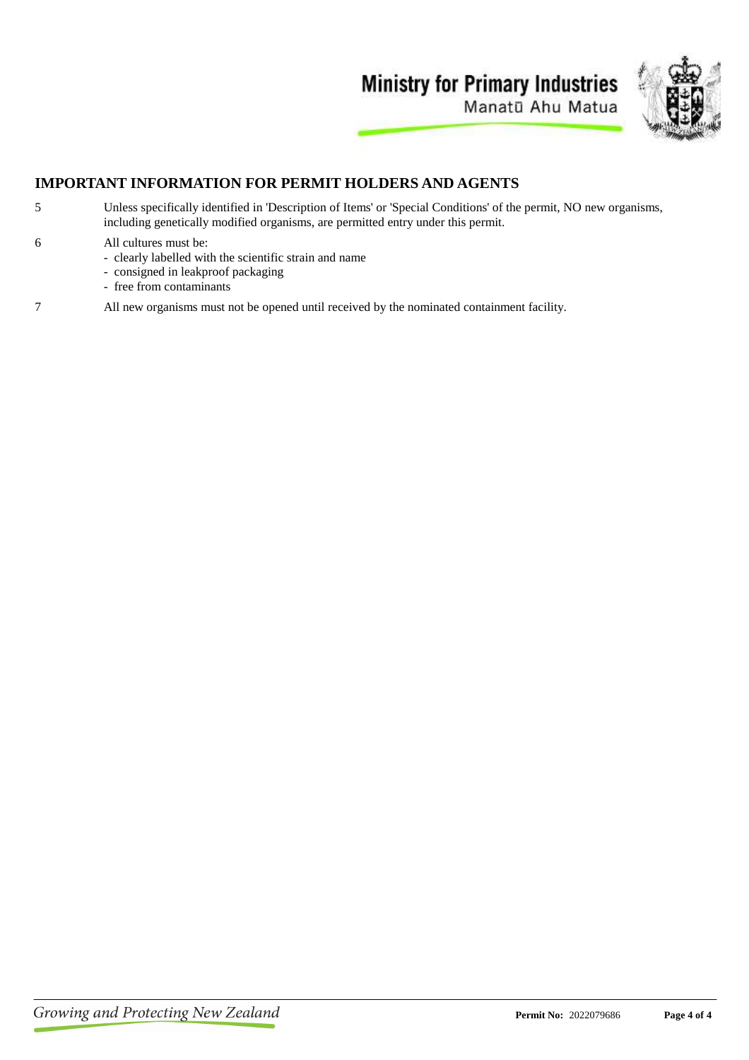## IMPORTANT INFORMATION FOR PERMIT HOLDERS AND AGENTS

5. Unless specifically identified in 'Description of Items' or 'Special Conditions' of the permit, NO new organisms, including genetically modified organisms, are permitted entry under this permit.

6. All cultures must be:
   - clearly labelled with the scientific strain and name
   - consigned in leakproof packaging
   - free from contaminants

7. All new organisms must not be opened until received by the nominated containment facility.